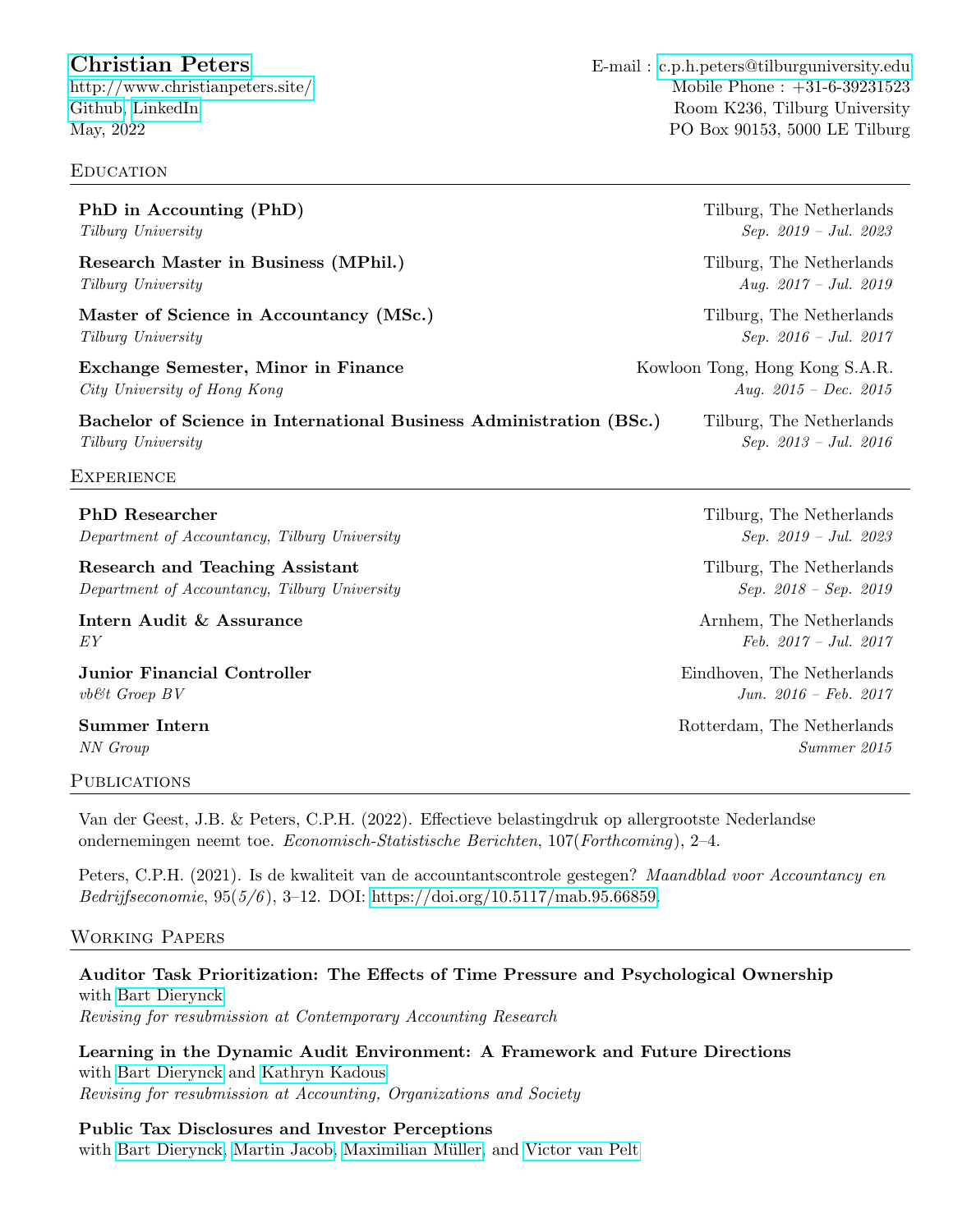# Christian Peters

http://www.christianpeters.site/
Github, LinkedIn
May, 2022

E-mail : c.p.h.peters@tilburguniversity.edu
Mobile Phone : +31-6-39231523
Room K236, Tilburg University
PO Box 90153, 5000 LE Tilburg

## Education

**PhD in Accounting (PhD)** — Tilburg, The Netherlands
*Tilburg University* — *Sep. 2019 – Jul. 2023*

**Research Master in Business (MPhil.)** — Tilburg, The Netherlands
*Tilburg University* — *Aug. 2017 – Jul. 2019*

**Master of Science in Accountancy (MSc.)** — Tilburg, The Netherlands
*Tilburg University* — *Sep. 2016 – Jul. 2017*

**Exchange Semester, Minor in Finance** — Kowloon Tong, Hong Kong S.A.R.
*City University of Hong Kong* — *Aug. 2015 – Dec. 2015*

**Bachelor of Science in International Business Administration (BSc.)** — Tilburg, The Netherlands
*Tilburg University* — *Sep. 2013 – Jul. 2016*

## Experience

**PhD Researcher** — Tilburg, The Netherlands
*Department of Accountancy, Tilburg University* — *Sep. 2019 – Jul. 2023*

**Research and Teaching Assistant** — Tilburg, The Netherlands
*Department of Accountancy, Tilburg University* — *Sep. 2018 – Sep. 2019*

**Intern Audit & Assurance** — Arnhem, The Netherlands
*EY* — *Feb. 2017 – Jul. 2017*

**Junior Financial Controller** — Eindhoven, The Netherlands
*vb&t Groep BV* — *Jun. 2016 – Feb. 2017*

**Summer Intern** — Rotterdam, The Netherlands
*NN Group* — *Summer 2015*

## Publications

Van der Geest, J.B. & Peters, C.P.H. (2022). Effectieve belastingdruk op allergrootste Nederlandse ondernemingen neemt toe. *Economisch-Statistische Berichten*, 107(*Forthcoming*), 2–4.

Peters, C.P.H. (2021). Is de kwaliteit van de accountantscontrole gestegen? *Maandblad voor Accountancy en Bedrijfseconomie*, 95(*5/6*), 3–12. DOI: https://doi.org/10.5117/mab.95.66859.

## Working Papers

**Auditor Task Prioritization: The Effects of Time Pressure and Psychological Ownership**
with Bart Dierynck
*Revising for resubmission at Contemporary Accounting Research*

**Learning in the Dynamic Audit Environment: A Framework and Future Directions**
with Bart Dierynck and Kathryn Kadous
*Revising for resubmission at Accounting, Organizations and Society*

**Public Tax Disclosures and Investor Perceptions**
with Bart Dierynck, Martin Jacob, Maximilian Müller, and Victor van Pelt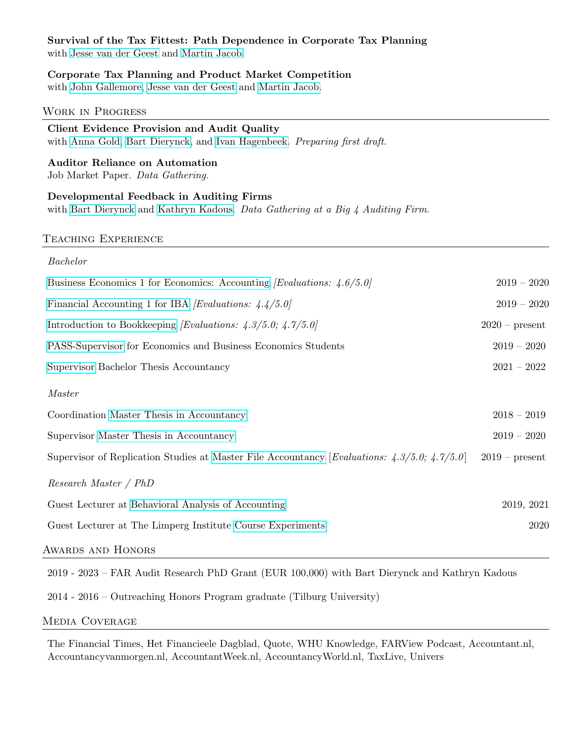**Survival of the Tax Fittest: Path Dependence in Corporate Tax Planning**
with Jesse van der Geest and Martin Jacob.

**Corporate Tax Planning and Product Market Competition**
with John Gallemore, Jesse van der Geest and Martin Jacob.

## Work in Progress

**Client Evidence Provision and Audit Quality**
with Anna Gold, Bart Dierynck, and Ivan Hagenbeek. *Preparing first draft.*

**Auditor Reliance on Automation**
Job Market Paper. *Data Gathering.*

**Developmental Feedback in Auditing Firms**
with Bart Dierynck and Kathryn Kadous. *Data Gathering at a Big 4 Auditing Firm.*

## Teaching Experience

*Bachelor*

| | |
|---|---|
| Business Economics 1 for Economics: Accounting *[Evaluations: 4.6/5.0]* | 2019 – 2020 |
| Financial Accounting 1 for IBA *[Evaluations: 4.4/5.0]* | 2019 – 2020 |
| Introduction to Bookkeeping *[Evaluations: 4.3/5.0; 4.7/5.0]* | 2020 – present |
| PASS-Supervisor for Economics and Business Economics Students | 2019 – 2020 |
| Supervisor Bachelor Thesis Accountancy | 2021 – 2022 |

*Master*

| | |
|---|---|
| Coordination Master Thesis in Accountancy | 2018 – 2019 |
| Supervisor Master Thesis in Accountancy | 2019 – 2020 |
| Supervisor of Replication Studies at Master File Accountancy [*Evaluations: 4.3/5.0; 4.7/5.0*] | 2019 – present |

*Research Master / PhD*

| | |
|---|---|
| Guest Lecturer at Behavioral Analysis of Accounting | 2019, 2021 |
| Guest Lecturer at The Limperg Institute Course Experiments | 2020 |

## Awards and Honors

2019 - 2023 – FAR Audit Research PhD Grant (EUR 100,000) with Bart Dierynck and Kathryn Kadous

2014 - 2016 – Outreaching Honors Program graduate (Tilburg University)

## Media Coverage

The Financial Times, Het Financieele Dagblad, Quote, WHU Knowledge, FARView Podcast, Accountant.nl, Accountancyvanmorgen.nl, AccountantWeek.nl, AccountancyWorld.nl, TaxLive, Univers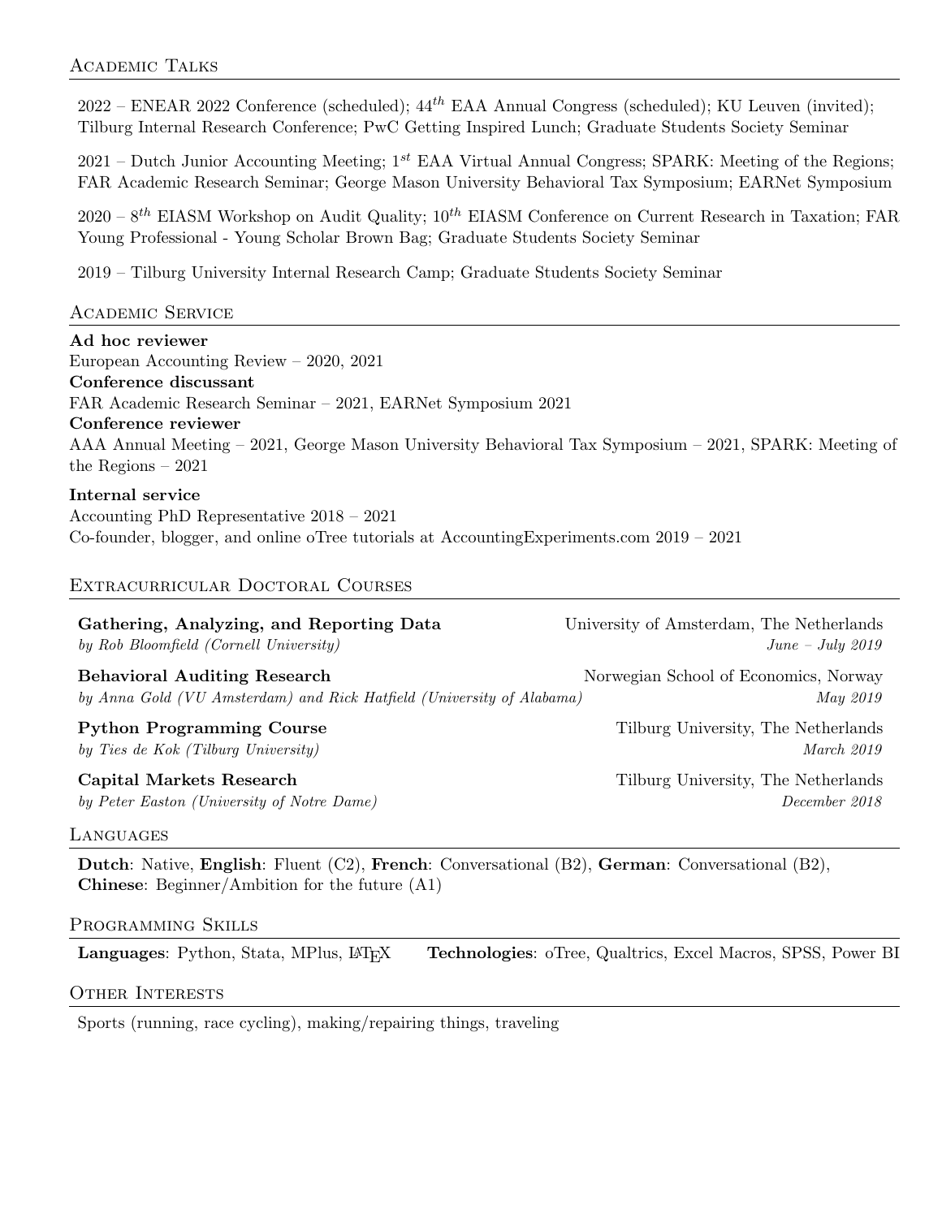## Academic Talks

2022 – ENEAR 2022 Conference (scheduled); $44^{th}$ EAA Annual Congress (scheduled); KU Leuven (invited); Tilburg Internal Research Conference; PwC Getting Inspired Lunch; Graduate Students Society Seminar

2021 – Dutch Junior Accounting Meeting; $1^{st}$ EAA Virtual Annual Congress; SPARK: Meeting of the Regions; FAR Academic Research Seminar; George Mason University Behavioral Tax Symposium; EARNet Symposium

2020 – $8^{th}$ EIASM Workshop on Audit Quality; $10^{th}$ EIASM Conference on Current Research in Taxation; FAR Young Professional - Young Scholar Brown Bag; Graduate Students Society Seminar

2019 – Tilburg University Internal Research Camp; Graduate Students Society Seminar

## Academic Service

**Ad hoc reviewer**
European Accounting Review – 2020, 2021

**Conference discussant**
FAR Academic Research Seminar – 2021, EARNet Symposium 2021

**Conference reviewer**
AAA Annual Meeting – 2021, George Mason University Behavioral Tax Symposium – 2021, SPARK: Meeting of the Regions – 2021

**Internal service**
Accounting PhD Representative 2018 – 2021
Co-founder, blogger, and online oTree tutorials at AccountingExperiments.com 2019 – 2021

## Extracurricular Doctoral Courses

**Gathering, Analyzing, and Reporting Data** — University of Amsterdam, The Netherlands
*by Rob Bloomfield (Cornell University)* — *June – July 2019*

**Behavioral Auditing Research** — Norwegian School of Economics, Norway
*by Anna Gold (VU Amsterdam) and Rick Hatfield (University of Alabama)* — *May 2019*

**Python Programming Course** — Tilburg University, The Netherlands
*by Ties de Kok (Tilburg University)* — *March 2019*

**Capital Markets Research** — Tilburg University, The Netherlands
*by Peter Easton (University of Notre Dame)* — *December 2018*

## Languages

**Dutch**: Native, **English**: Fluent (C2), **French**: Conversational (B2), **German**: Conversational (B2), **Chinese**: Beginner/Ambition for the future (A1)

## Programming Skills

**Languages**: Python, Stata, MPlus, LaTeX **Technologies**: oTree, Qualtrics, Excel Macros, SPSS, Power BI

## Other Interests

Sports (running, race cycling), making/repairing things, traveling